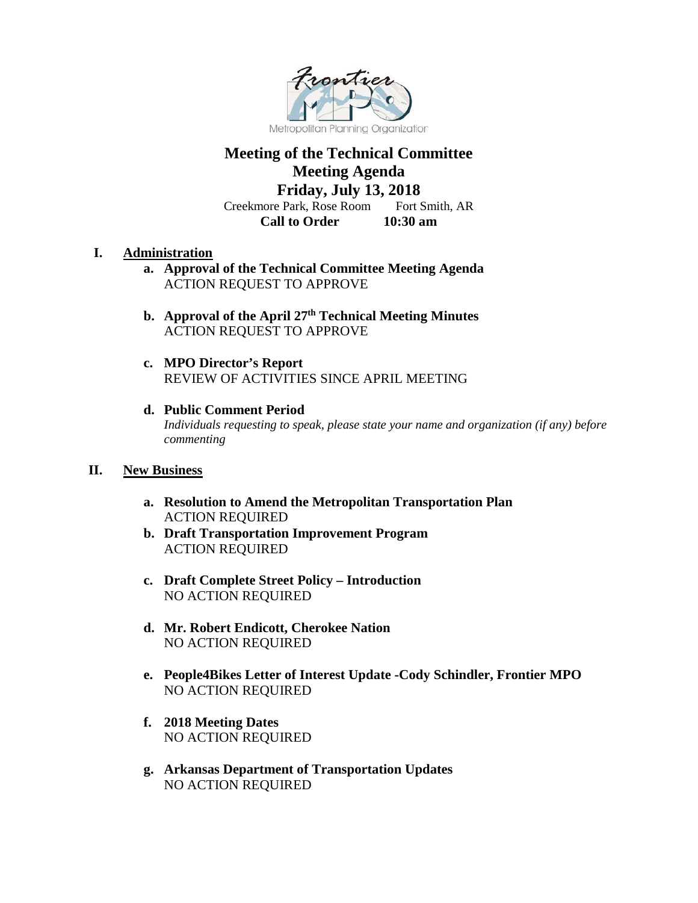Frontier MPO

Metropolitan Planning Organization

# Meeting of the Technical Committee
# Meeting Agenda
# Friday, July 13, 2018

Creekmore Park, Rose Room Fort Smith, AR

**Call to Order 10:30 am**

## I. Administration

a. **Approval of the Technical Committee Meeting Agenda**
   ACTION REQUEST TO APPROVE

b. **Approval of the April 27th Technical Meeting Minutes**
   ACTION REQUEST TO APPROVE

c. **MPO Director's Report**
   REVIEW OF ACTIVITIES SINCE APRIL MEETING

d. **Public Comment Period**
   *Individuals requesting to speak, please state your name and organization (if any) before commenting*

## II. New Business

a. **Resolution to Amend the Metropolitan Transportation Plan**
   ACTION REQUIRED

b. **Draft Transportation Improvement Program**
   ACTION REQUIRED

c. **Draft Complete Street Policy – Introduction**
   NO ACTION REQUIRED

d. **Mr. Robert Endicott, Cherokee Nation**
   NO ACTION REQUIRED

e. **People4Bikes Letter of Interest Update -Cody Schindler, Frontier MPO**
   NO ACTION REQUIRED

f. **2018 Meeting Dates**
   NO ACTION REQUIRED

g. **Arkansas Department of Transportation Updates**
   NO ACTION REQUIRED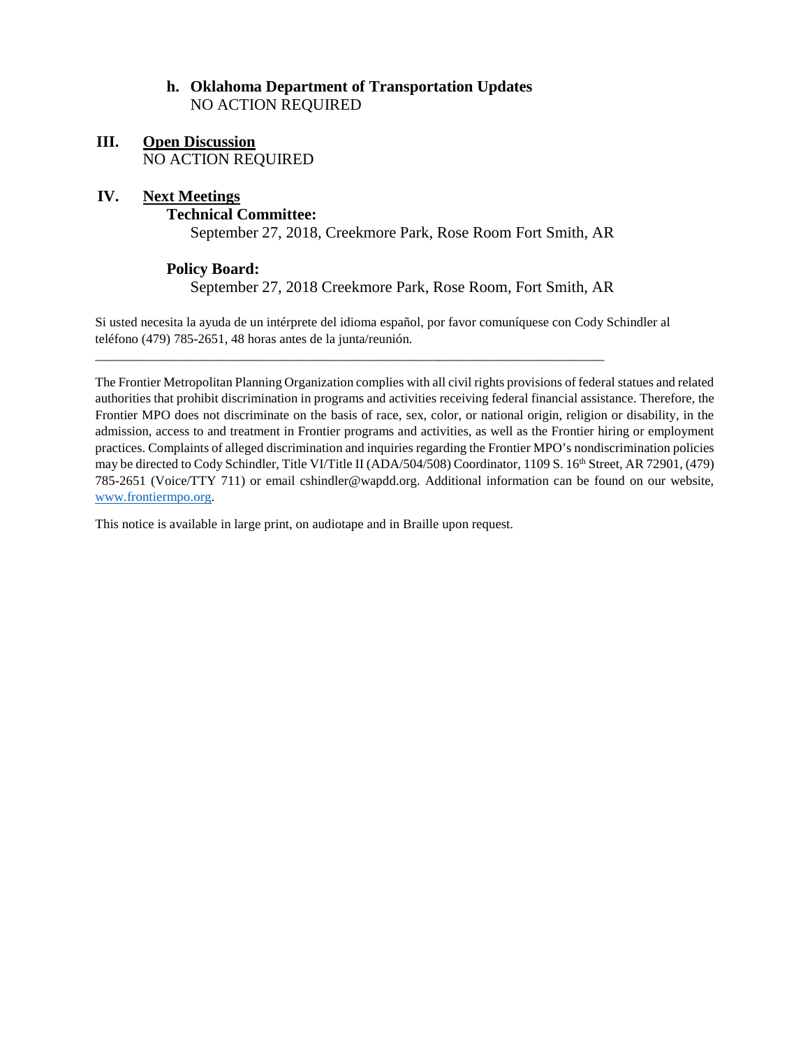**h. Oklahoma Department of Transportation Updates**
NO ACTION REQUIRED

**III. Open Discussion**
NO ACTION REQUIRED

**IV. Next Meetings**

**Technical Committee:**
September 27, 2018, Creekmore Park, Rose Room Fort Smith, AR

**Policy Board:**
September 27, 2018 Creekmore Park, Rose Room, Fort Smith, AR

Si usted necesita la ayuda de un intérprete del idioma español, por favor comuníquese con Cody Schindler al teléfono (479) 785-2651, 48 horas antes de la junta/reunión.

---

The Frontier Metropolitan Planning Organization complies with all civil rights provisions of federal statues and related authorities that prohibit discrimination in programs and activities receiving federal financial assistance. Therefore, the Frontier MPO does not discriminate on the basis of race, sex, color, or national origin, religion or disability, in the admission, access to and treatment in Frontier programs and activities, as well as the Frontier hiring or employment practices. Complaints of alleged discrimination and inquiries regarding the Frontier MPO's nondiscrimination policies may be directed to Cody Schindler, Title VI/Title II (ADA/504/508) Coordinator, 1109 S. 16th Street, AR 72901, (479) 785-2651 (Voice/TTY 711) or email cshindler@wapdd.org. Additional information can be found on our website, www.frontiermpo.org.

This notice is available in large print, on audiotape and in Braille upon request.